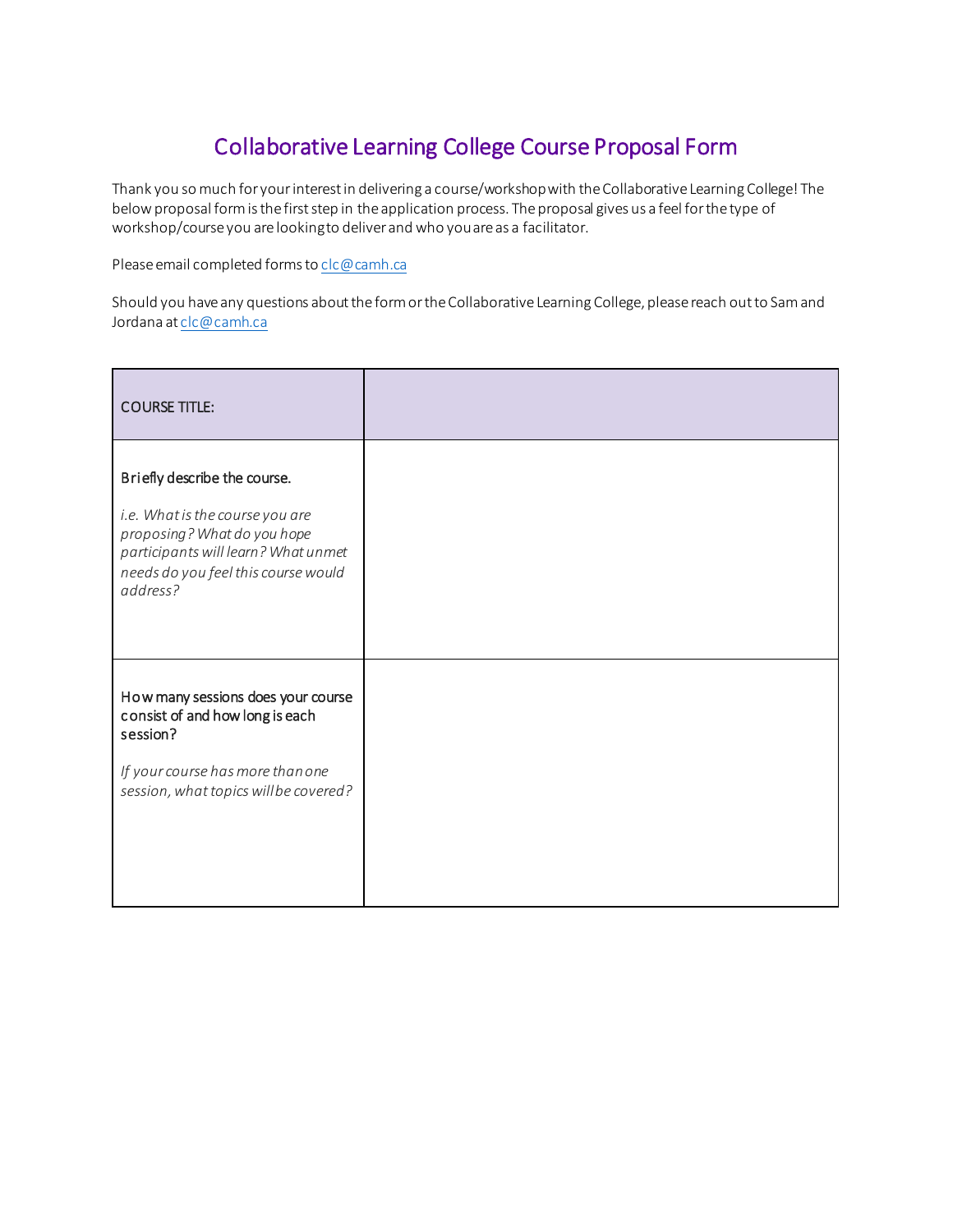# Collaborative Learning College Course Proposal Form

Thank you so much for your interest in delivering a course/workshop with the Collaborative Learning College! The below proposal form is the first step in the application process. The proposal gives us a feel for the type of workshop/course you are looking to deliver and who you are as a facilitator.

Please email completed forms to clc@camh.ca

Should you have any questions about the form or the Collaborative Learning College, please reach out to Sam and Jordana at clc@camh.ca

| COURSE TITLE: | |
| --- | --- |
| Briefly describe the course.<br><br>*i.e. What is the course you are proposing? What do you hope participants will learn? What unmet needs do you feel this course would address?* | |
| How many sessions does your course consist of and how long is each session?<br><br>*If your course has more than one session, what topics will be covered?* | |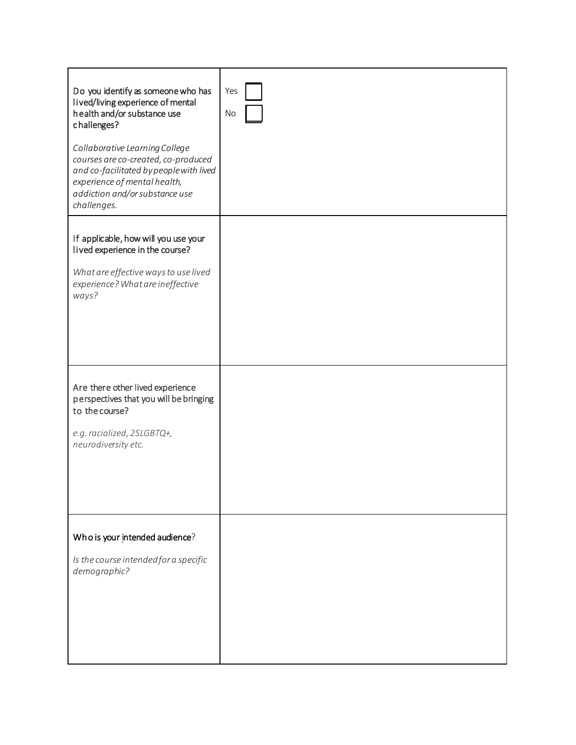| | |
|---|---|
| Do you identify as someone who has lived/living experience of mental health and/or substance use challenges?<br><br>*Collaborative Learning College courses are co-created, co-produced and co-facilitated by people with lived experience of mental health, addiction and/or substance use challenges.* | Yes ☐<br>No ☐ |
| If applicable, how will you use your lived experience in the course?<br><br>*What are effective ways to use lived experience? What are ineffective ways?* | |
| Are there other lived experience perspectives that you will be bringing to the course?<br><br>*e.g. racialized, 2SLGBTQ+, neurodiversity etc.* | |
| Who is your intended audience?<br><br>*Is the course intended for a specific demographic?* | |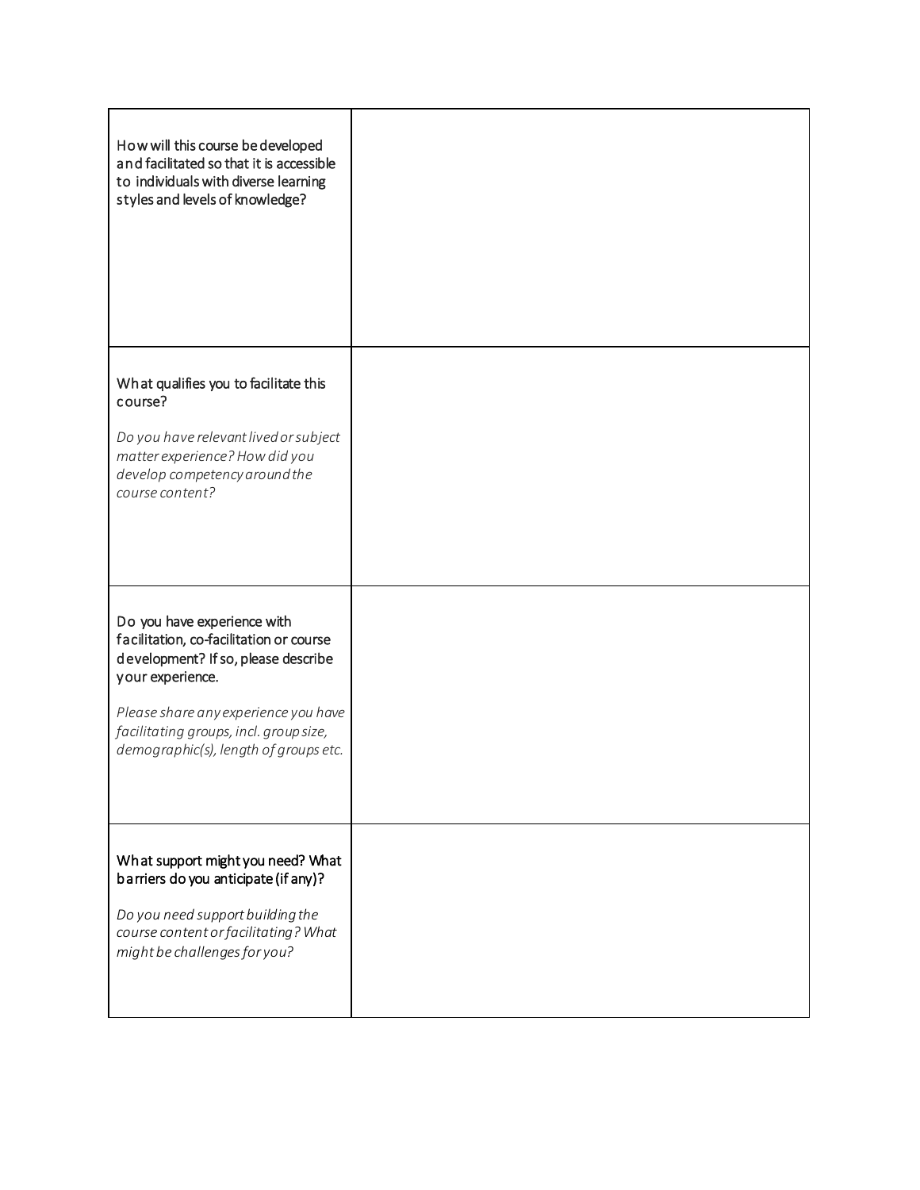| | |
|---|---|
| How will this course be developed and facilitated so that it is accessible to individuals with diverse learning styles and levels of knowledge? | |
| What qualifies you to facilitate this course?<br><br>*Do you have relevant lived or subject matter experience? How did you develop competency around the course content?* | |
| Do you have experience with facilitation, co-facilitation or course development? If so, please describe your experience.<br><br>*Please share any experience you have facilitating groups, incl. group size, demographic(s), length of groups etc.* | |
| What support might you need? What barriers do you anticipate (if any)?<br><br>*Do you need support building the course content or facilitating? What might be challenges for you?* | |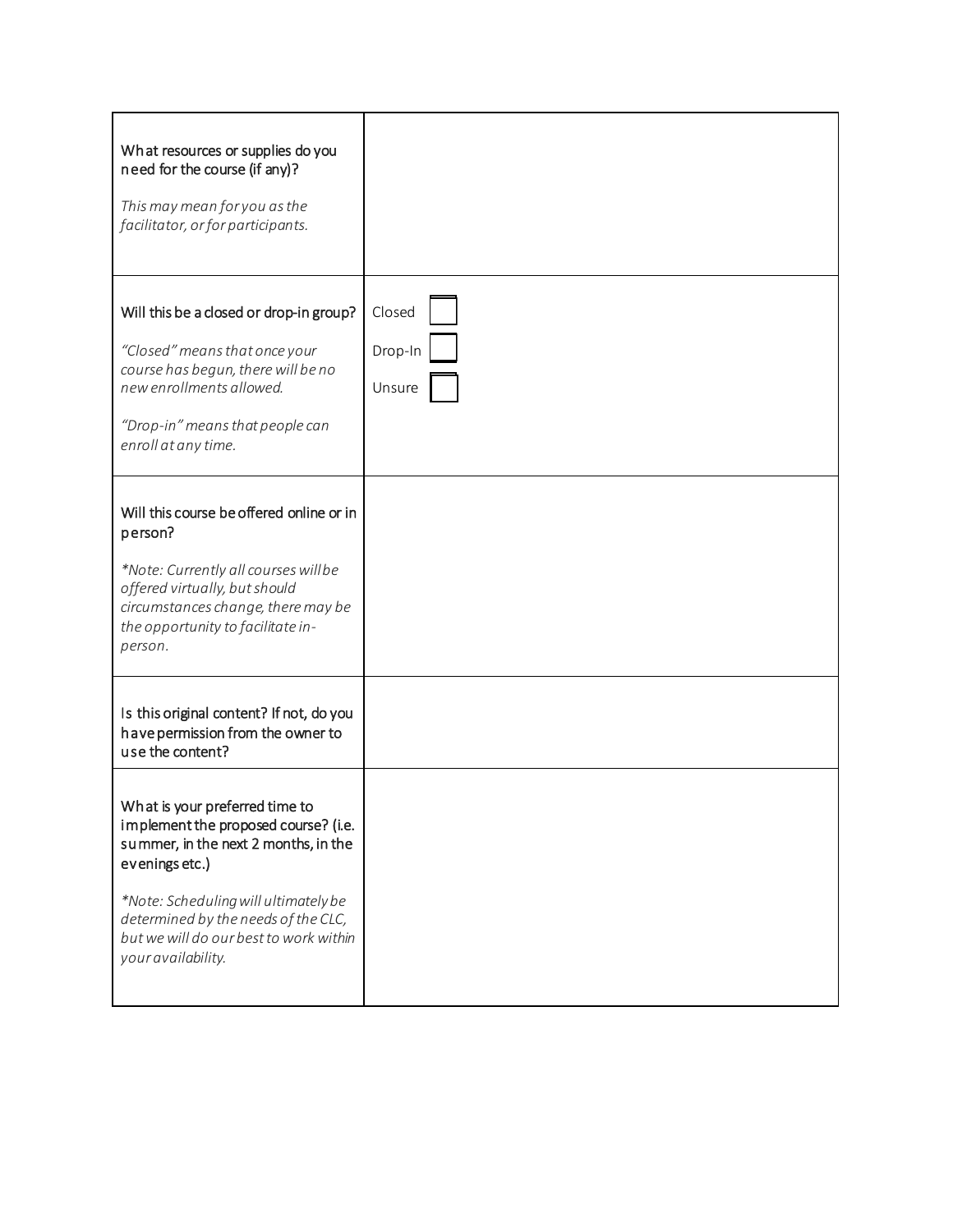| | |
|---|---|
| What resources or supplies do you need for the course (if any)?<br><br>*This may mean for you as the facilitator, or for participants.* | |
| Will this be a closed or drop-in group?<br><br>*"Closed" means that once your course has begun, there will be no new enrollments allowed.*<br><br>*"Drop-in" means that people can enroll at any time.* | Closed ☐<br>Drop-In ☐<br>Unsure ☐ |
| Will this course be offered online or in person?<br><br>*\*Note: Currently all courses will be offered virtually, but should circumstances change, there may be the opportunity to facilitate in-person.* | |
| Is this original content? If not, do you have permission from the owner to use the content? | |
| What is your preferred time to implement the proposed course? (i.e. summer, in the next 2 months, in the evenings etc.)<br><br>*\*Note: Scheduling will ultimately be determined by the needs of the CLC, but we will do our best to work within your availability.* | |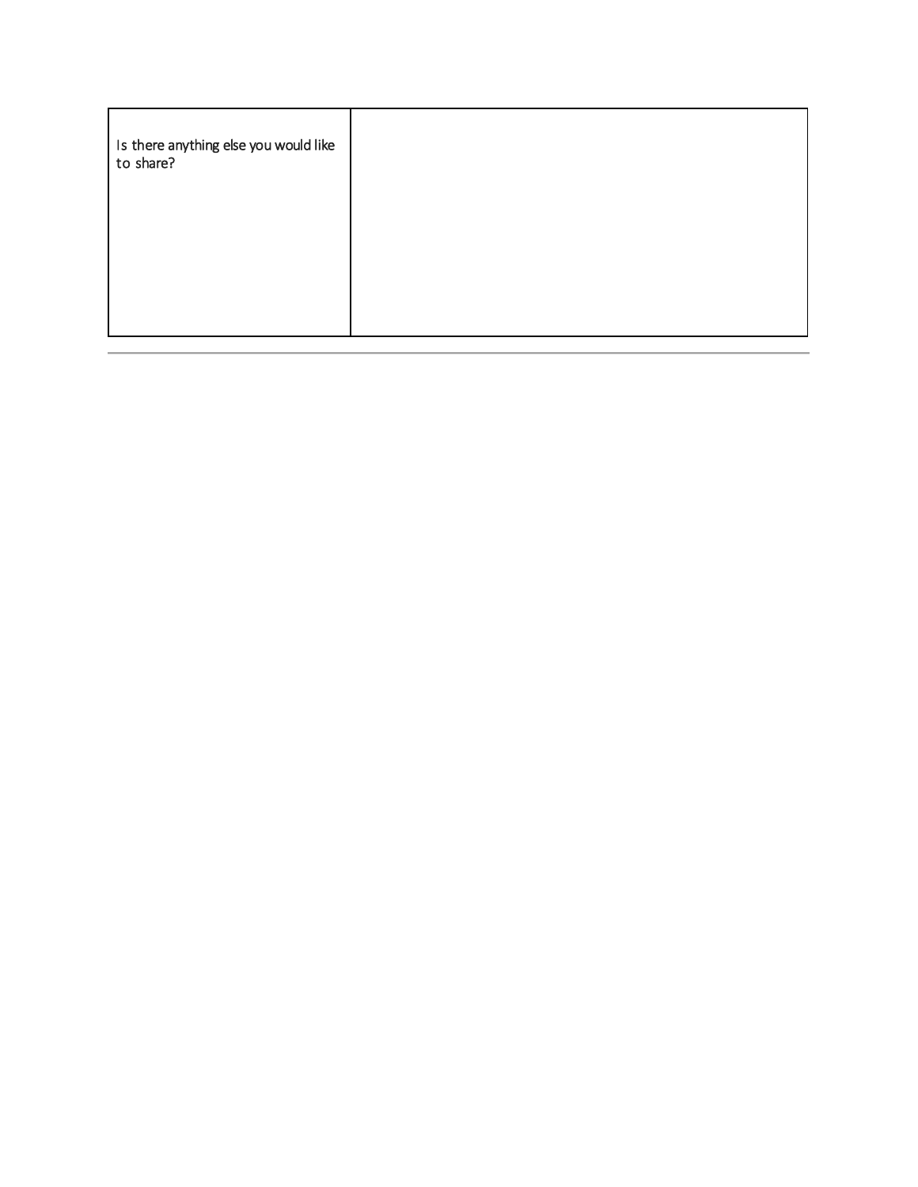| | |
|---|---|
| Is there anything else you would like to share? | |

---